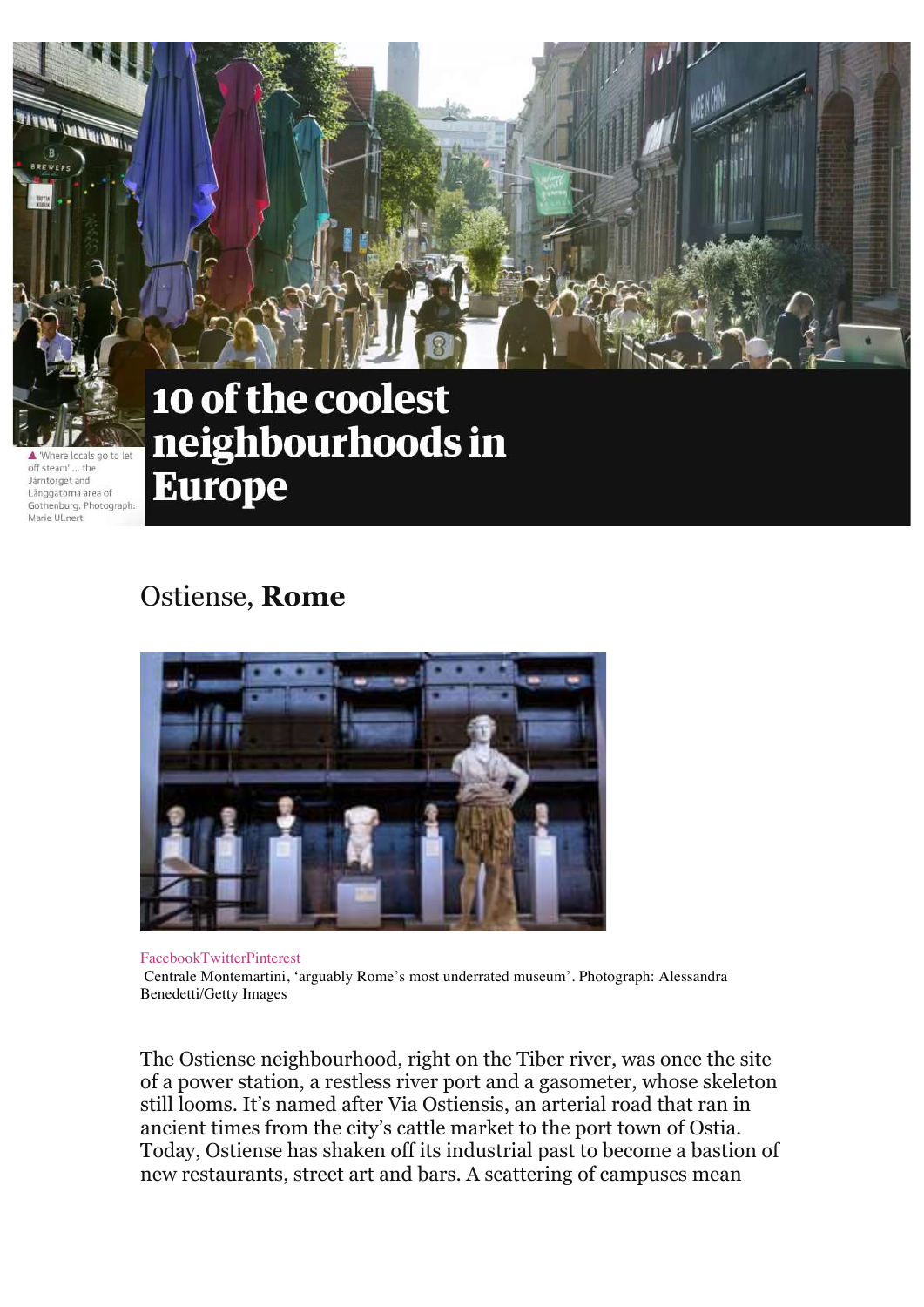▲ 'Where locals go to let off steam' ... the Järntorget and Långgatorna area of Gothenburg. Photograph: Marie Ullnert

# 10 of the coolest neighbourhoods in Europe

## Ostiense, **Rome**

FacebookTwitterPinterest

Centrale Montemartini, 'arguably Rome's most underrated museum'. Photograph: Alessandra Benedetti/Getty Images

The Ostiense neighbourhood, right on the Tiber river, was once the site of a power station, a restless river port and a gasometer, whose skeleton still looms. It's named after Via Ostiensis, an arterial road that ran in ancient times from the city's cattle market to the port town of Ostia. Today, Ostiense has shaken off its industrial past to become a bastion of new restaurants, street art and bars. A scattering of campuses mean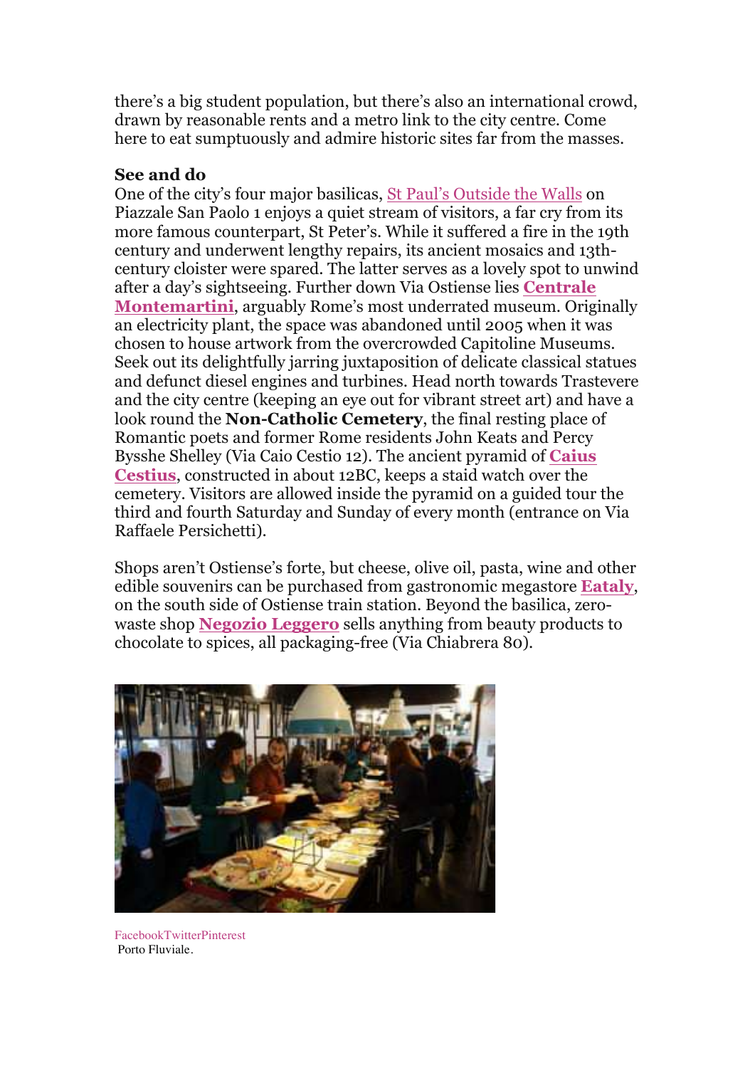there's a big student population, but there's also an international crowd, drawn by reasonable rents and a metro link to the city centre. Come here to eat sumptuously and admire historic sites far from the masses.

**See and do**

One of the city's four major basilicas, St Paul's Outside the Walls on Piazzale San Paolo 1 enjoys a quiet stream of visitors, a far cry from its more famous counterpart, St Peter's. While it suffered a fire in the 19th century and underwent lengthy repairs, its ancient mosaics and 13th-century cloister were spared. The latter serves as a lovely spot to unwind after a day's sightseeing. Further down Via Ostiense lies **Centrale Montemartini**, arguably Rome's most underrated museum. Originally an electricity plant, the space was abandoned until 2005 when it was chosen to house artwork from the overcrowded Capitoline Museums. Seek out its delightfully jarring juxtaposition of delicate classical statues and defunct diesel engines and turbines. Head north towards Trastevere and the city centre (keeping an eye out for vibrant street art) and have a look round the **Non-Catholic Cemetery**, the final resting place of Romantic poets and former Rome residents John Keats and Percy Bysshe Shelley (Via Caio Cestio 12). The ancient pyramid of **Caius Cestius**, constructed in about 12BC, keeps a staid watch over the cemetery. Visitors are allowed inside the pyramid on a guided tour the third and fourth Saturday and Sunday of every month (entrance on Via Raffaele Persichetti).

Shops aren't Ostiense's forte, but cheese, olive oil, pasta, wine and other edible souvenirs can be purchased from gastronomic megastore **Eataly**, on the south side of Ostiense train station. Beyond the basilica, zero-waste shop **Negozio Leggero** sells anything from beauty products to chocolate to spices, all packaging-free (Via Chiabrera 80).

FacebookTwitterPinterest
Porto Fluviale.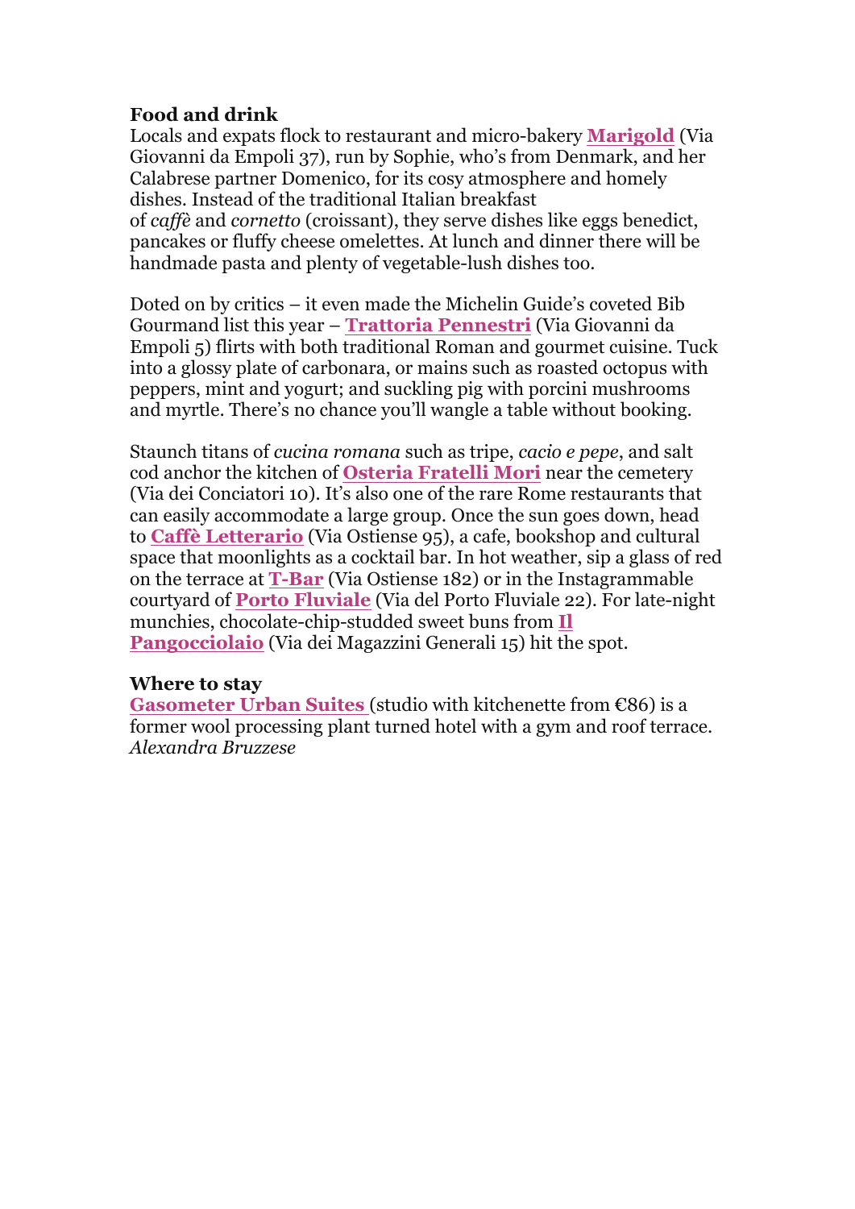### Food and drink

Locals and expats flock to restaurant and micro-bakery **Marigold** (Via Giovanni da Empoli 37), run by Sophie, who's from Denmark, and her Calabrese partner Domenico, for its cosy atmosphere and homely dishes. Instead of the traditional Italian breakfast of *caffè* and *cornetto* (croissant), they serve dishes like eggs benedict, pancakes or fluffy cheese omelettes. At lunch and dinner there will be handmade pasta and plenty of vegetable-lush dishes too.

Doted on by critics – it even made the Michelin Guide's coveted Bib Gourmand list this year – **Trattoria Pennestri** (Via Giovanni da Empoli 5) flirts with both traditional Roman and gourmet cuisine. Tuck into a glossy plate of carbonara, or mains such as roasted octopus with peppers, mint and yogurt; and suckling pig with porcini mushrooms and myrtle. There's no chance you'll wangle a table without booking.

Staunch titans of *cucina romana* such as tripe, *cacio e pepe*, and salt cod anchor the kitchen of **Osteria Fratelli Mori** near the cemetery (Via dei Conciatori 10). It's also one of the rare Rome restaurants that can easily accommodate a large group. Once the sun goes down, head to **Caffè Letterario** (Via Ostiense 95), a cafe, bookshop and cultural space that moonlights as a cocktail bar. In hot weather, sip a glass of red on the terrace at **T-Bar** (Via Ostiense 182) or in the Instagrammable courtyard of **Porto Fluviale** (Via del Porto Fluviale 22). For late-night munchies, chocolate-chip-studded sweet buns from **Il Pangocciolaio** (Via dei Magazzini Generali 15) hit the spot.

### Where to stay

**Gasometer Urban Suites** (studio with kitchenette from €86) is a former wool processing plant turned hotel with a gym and roof terrace.
*Alexandra Bruzzese*